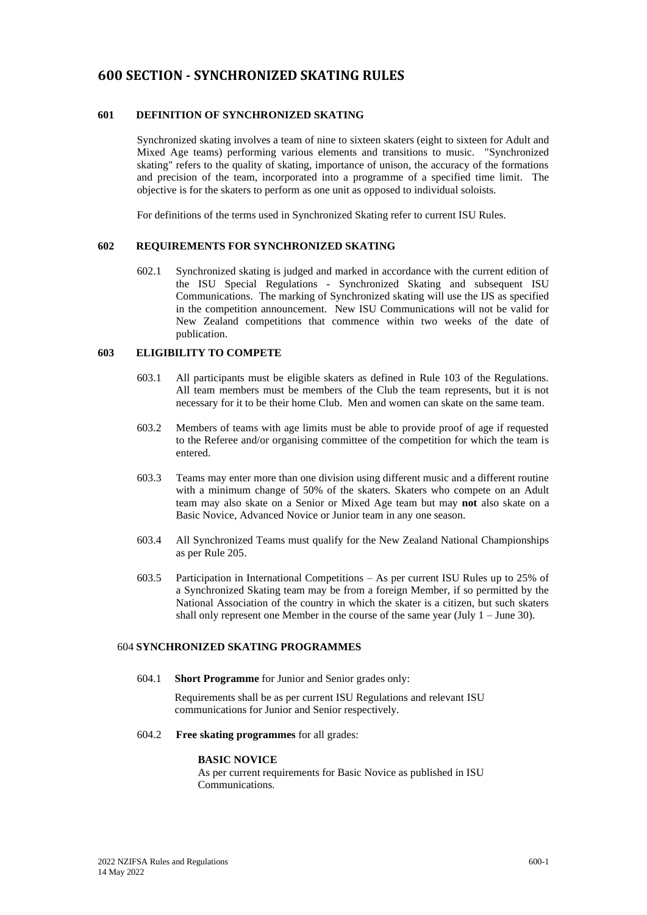# 600 SECTION - SYNCHRONIZED SKATING RULES

## 601 DEFINITION OF SYNCHRONIZED SKATING

Synchronized skating involves a team of nine to sixteen skaters (eight to sixteen for Adult and Mixed Age teams) performing various elements and transitions to music. "Synchronized skating" refers to the quality of skating, importance of unison, the accuracy of the formations and precision of the team, incorporated into a programme of a specified time limit. The objective is for the skaters to perform as one unit as opposed to individual soloists.

For definitions of the terms used in Synchronized Skating refer to current ISU Rules.

## 602 REQUIREMENTS FOR SYNCHRONIZED SKATING

602.1 Synchronized skating is judged and marked in accordance with the current edition of the ISU Special Regulations - Synchronized Skating and subsequent ISU Communications. The marking of Synchronized skating will use the IJS as specified in the competition announcement. New ISU Communications will not be valid for New Zealand competitions that commence within two weeks of the date of publication.

## 603 ELIGIBILITY TO COMPETE

603.1 All participants must be eligible skaters as defined in Rule 103 of the Regulations. All team members must be members of the Club the team represents, but it is not necessary for it to be their home Club. Men and women can skate on the same team.

603.2 Members of teams with age limits must be able to provide proof of age if requested to the Referee and/or organising committee of the competition for which the team is entered.

603.3 Teams may enter more than one division using different music and a different routine with a minimum change of 50% of the skaters. Skaters who compete on an Adult team may also skate on a Senior or Mixed Age team but may **not** also skate on a Basic Novice, Advanced Novice or Junior team in any one season.

603.4 All Synchronized Teams must qualify for the New Zealand National Championships as per Rule 205.

603.5 Participation in International Competitions – As per current ISU Rules up to 25% of a Synchronized Skating team may be from a foreign Member, if so permitted by the National Association of the country in which the skater is a citizen, but such skaters shall only represent one Member in the course of the same year (July 1 – June 30).

## 604 SYNCHRONIZED SKATING PROGRAMMES

604.1 **Short Programme** for Junior and Senior grades only:

Requirements shall be as per current ISU Regulations and relevant ISU communications for Junior and Senior respectively.

604.2 **Free skating programmes** for all grades:

**BASIC NOVICE**
As per current requirements for Basic Novice as published in ISU Communications.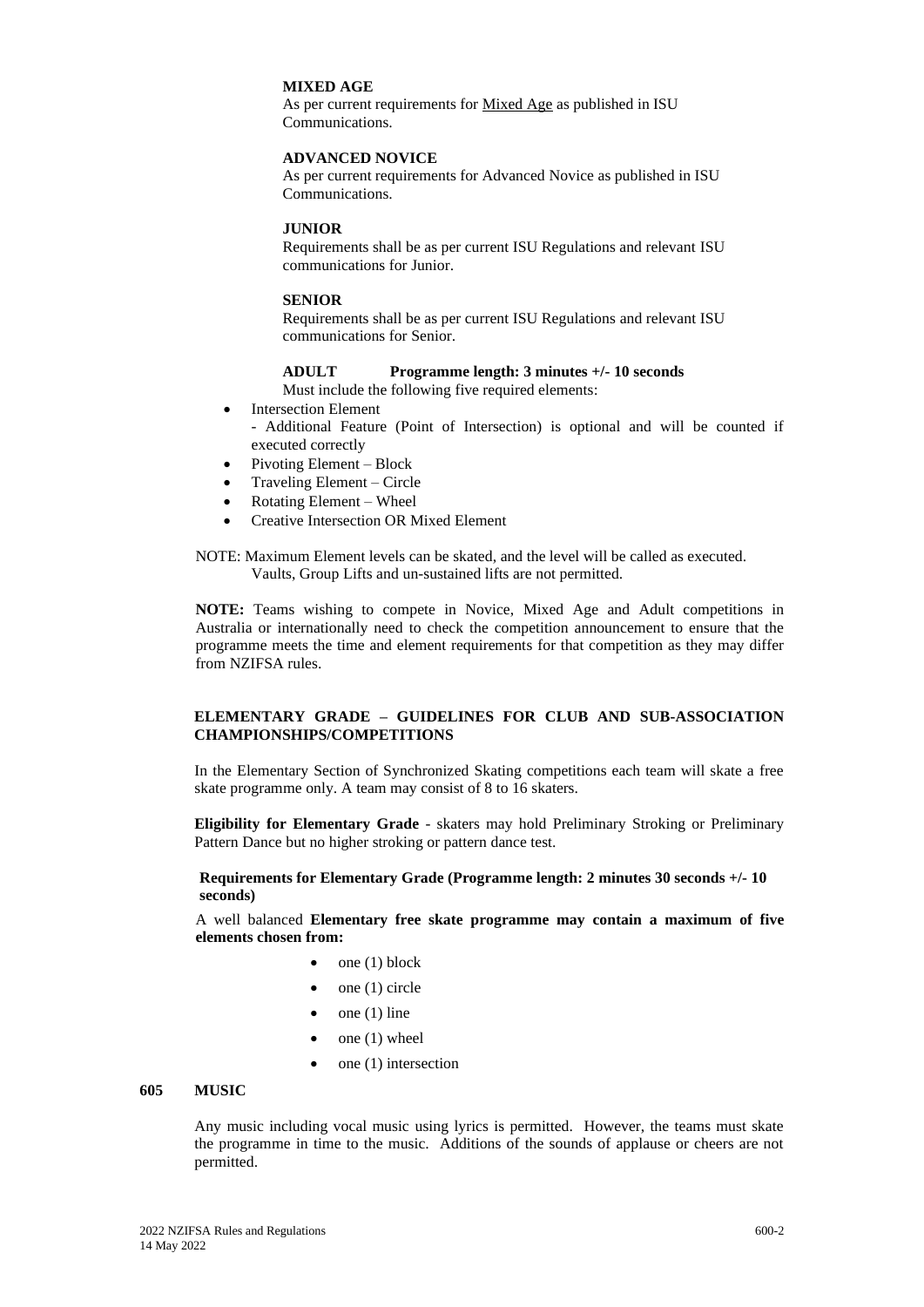**MIXED AGE**

As per current requirements for Mixed Age as published in ISU Communications.

**ADVANCED NOVICE**

As per current requirements for Advanced Novice as published in ISU Communications.

**JUNIOR**

Requirements shall be as per current ISU Regulations and relevant ISU communications for Junior.

**SENIOR**

Requirements shall be as per current ISU Regulations and relevant ISU communications for Senior.

**ADULT Programme length: 3 minutes +/- 10 seconds**

Must include the following five required elements:

- Intersection Element
  - Additional Feature (Point of Intersection) is optional and will be counted if executed correctly
- Pivoting Element – Block
- Traveling Element – Circle
- Rotating Element – Wheel
- Creative Intersection OR Mixed Element

NOTE: Maximum Element levels can be skated, and the level will be called as executed. Vaults, Group Lifts and un-sustained lifts are not permitted.

**NOTE:** Teams wishing to compete in Novice, Mixed Age and Adult competitions in Australia or internationally need to check the competition announcement to ensure that the programme meets the time and element requirements for that competition as they may differ from NZIFSA rules.

**ELEMENTARY GRADE – GUIDELINES FOR CLUB AND SUB-ASSOCIATION CHAMPIONSHIPS/COMPETITIONS**

In the Elementary Section of Synchronized Skating competitions each team will skate a free skate programme only. A team may consist of 8 to 16 skaters.

**Eligibility for Elementary Grade** - skaters may hold Preliminary Stroking or Preliminary Pattern Dance but no higher stroking or pattern dance test.

**Requirements for Elementary Grade (Programme length: 2 minutes 30 seconds +/- 10 seconds)**

A well balanced **Elementary free skate programme may contain a maximum of five elements chosen from:**

- one (1) block
- one (1) circle
- one (1) line
- one (1) wheel
- one (1) intersection

## 605 MUSIC

Any music including vocal music using lyrics is permitted. However, the teams must skate the programme in time to the music. Additions of the sounds of applause or cheers are not permitted.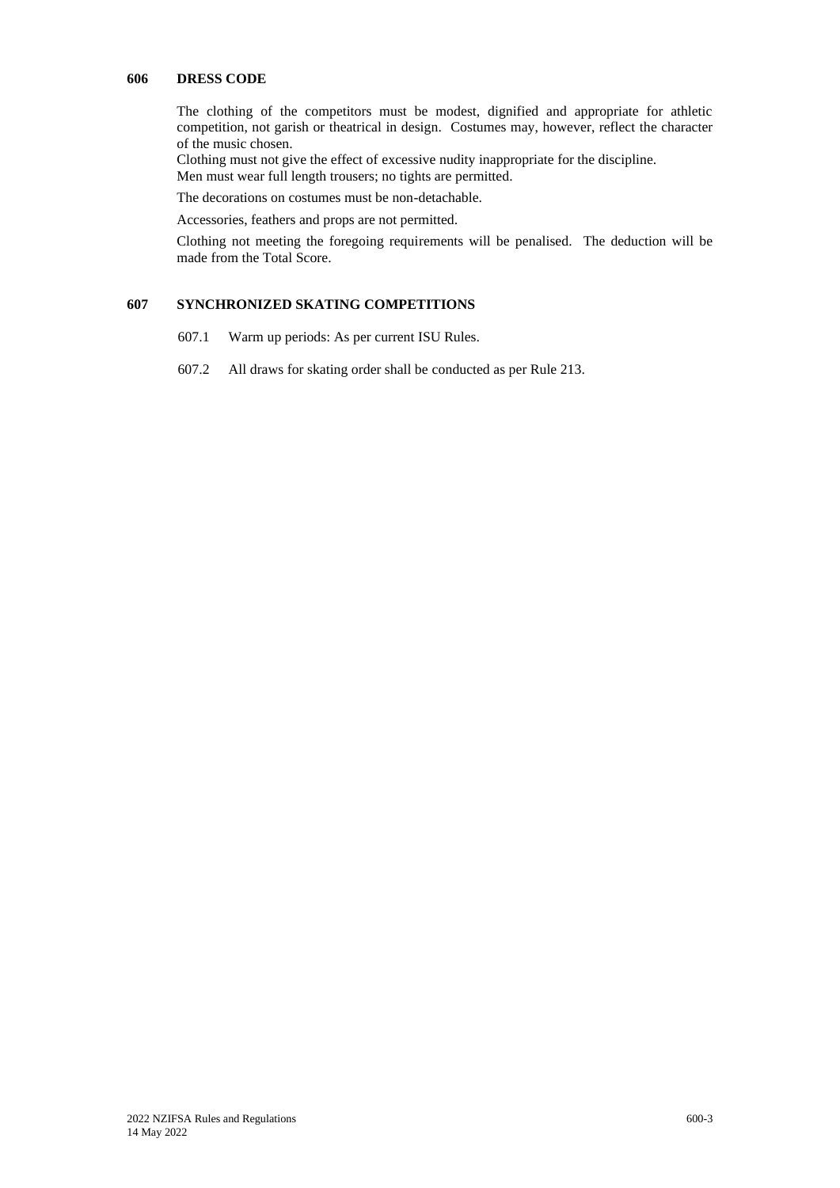## 606 DRESS CODE

The clothing of the competitors must be modest, dignified and appropriate for athletic competition, not garish or theatrical in design. Costumes may, however, reflect the character of the music chosen.

Clothing must not give the effect of excessive nudity inappropriate for the discipline.

Men must wear full length trousers; no tights are permitted.

The decorations on costumes must be non-detachable.

Accessories, feathers and props are not permitted.

Clothing not meeting the foregoing requirements will be penalised. The deduction will be made from the Total Score.

## 607 SYNCHRONIZED SKATING COMPETITIONS

607.1 Warm up periods: As per current ISU Rules.

607.2 All draws for skating order shall be conducted as per Rule 213.